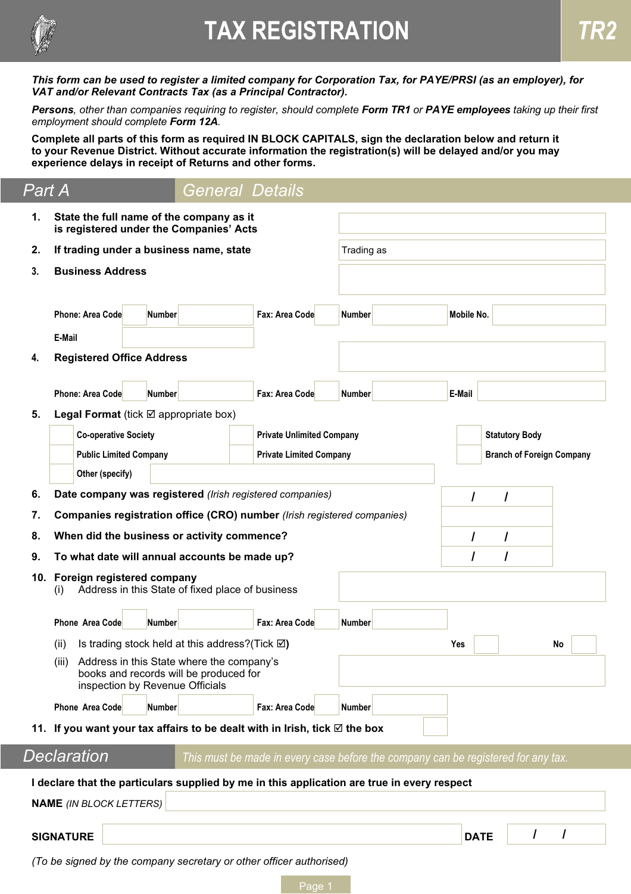# TAX REGISTRATION

**TR2**

***This form can be used to register a limited company for Corporation Tax, for PAYE/PRSI (as an employer), for VAT and/or Relevant Contracts Tax (as a Principal Contractor).***

***Persons****, other than companies requiring to register, should complete* ***Form TR1*** *or* ***PAYE employees*** *taking up their first employment should complete* ***Form 12A****.*

**Complete all parts of this form as required IN BLOCK CAPITALS, sign the declaration below and return it to your Revenue District. Without accurate information the registration(s) will be delayed and/or you may experience delays in receipt of Returns and other forms.**

## Part A General Details

**1. State the full name of the company as it is registered under the Companies' Acts**

**2. If trading under a business name, state** Trading as

**3. Business Address**

Phone: Area Code | Number | Fax: Area Code | Number | Mobile No.

E-Mail

**4. Registered Office Address**

Phone: Area Code | Number | Fax: Area Code | Number | E-Mail

**5. Legal Format** (tick ☑ appropriate box)

| | | |
|---|---|---|
| ☐ Co-operative Society | ☐ Private Unlimited Company | ☐ Statutory Body |
| ☐ Public Limited Company | ☐ Private Limited Company | ☐ Branch of Foreign Company |
| ☐ Other (specify) | | |

**6. Date company was registered** *(Irish registered companies)* / /

**7. Companies registration office (CRO) number** *(Irish registered companies)*

**8. When did the business or activity commence?** / /

**9. To what date will annual accounts be made up?** / /

**10. Foreign registered company**

(i) Address in this State of fixed place of business

Phone Area Code | Number | Fax: Area Code | Number

(ii) Is trading stock held at this address?(Tick ☑) Yes ☐ No ☐

(iii) Address in this State where the company's books and records will be produced for inspection by Revenue Officials

Phone Area Code | Number | Fax: Area Code | Number

**11. If you want your tax affairs to be dealt with in Irish, tick ☑ the box** ☐

## Declaration

*This must be made in every case before the company can be registered for any tax.*

**I declare that the particulars supplied by me in this application are true in every respect**

**NAME** *(IN BLOCK LETTERS)*

**SIGNATURE** **DATE** / /

*(To be signed by the company secretary or other officer authorised)*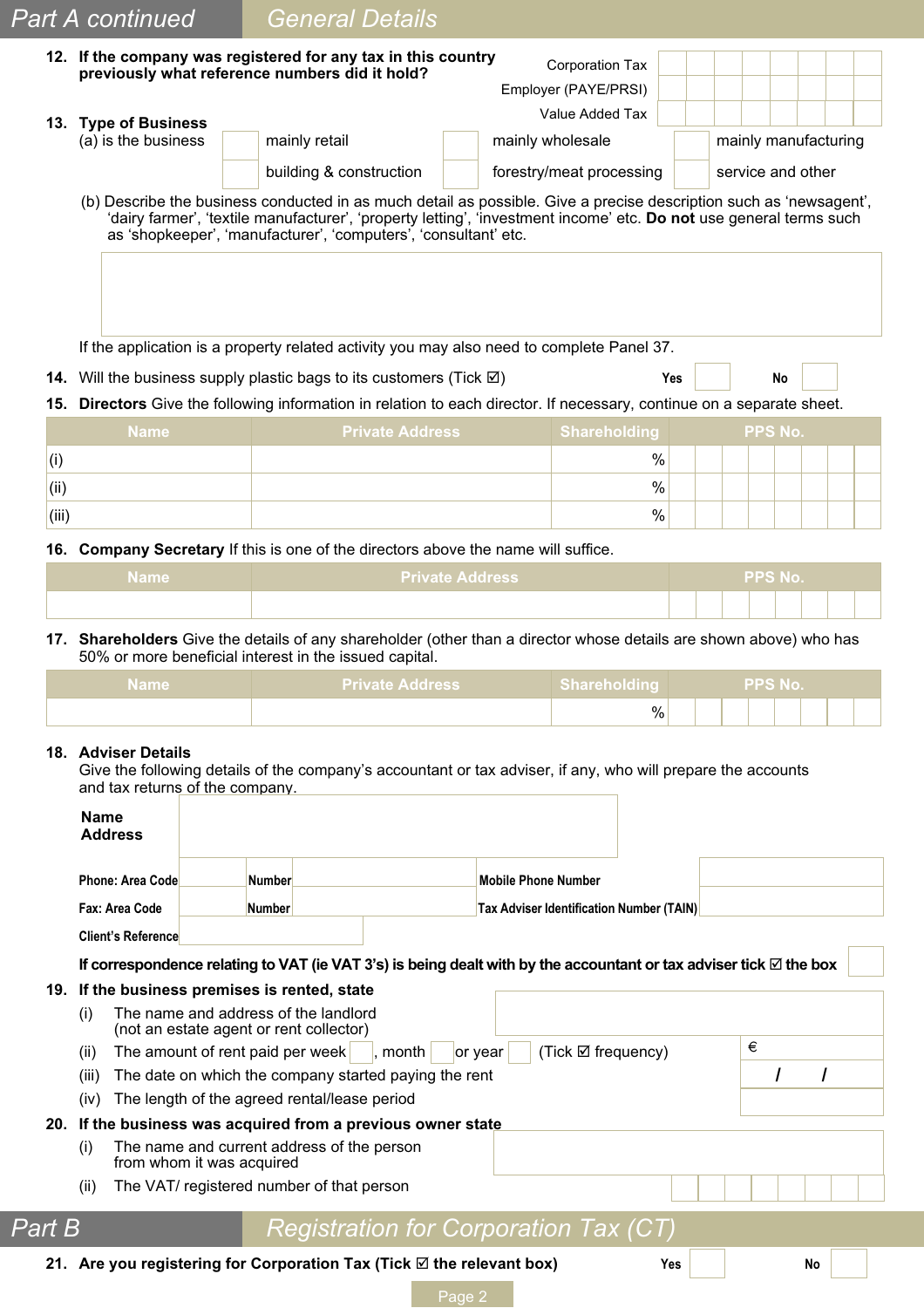## Part A continued — General Details

**12. If the company was registered for any tax in this country previously what reference numbers did it hold?**

| | |
|---|---|
| Corporation Tax | |
| Employer (PAYE/PRSI) | |
| Value Added Tax | |

**13. Type of Business**

(a) is the business

| | | | | | |
|---|---|---|---|---|---|
| ☐ | mainly retail | ☐ | mainly wholesale | ☐ | mainly manufacturing |
| ☐ | building & construction | ☐ | forestry/meat processing | ☐ | service and other |

(b) Describe the business conducted in as much detail as possible. Give a precise description such as 'newsagent', 'dairy farmer', 'textile manufacturer', 'property letting', 'investment income' etc. **Do not** use general terms such as 'shopkeeper', 'manufacturer', 'computers', 'consultant' etc.

If the application is a property related activity you may also need to complete Panel 37.

**14.** Will the business supply plastic bags to its customers (Tick ☑) **Yes** ☐ **No** ☐

**15. Directors** Give the following information in relation to each director. If necessary, continue on a separate sheet.

| Name | Private Address | Shareholding | PPS No. |
|---|---|---|---|
| (i) | | % | |
| (ii) | | % | |
| (iii) | | % | |

**16. Company Secretary** If this is one of the directors above the name will suffice.

| Name | Private Address | PPS No. |
|---|---|---|
| | | |

**17. Shareholders** Give the details of any shareholder (other than a director whose details are shown above) who has 50% or more beneficial interest in the issued capital.

| Name | Private Address | Shareholding | PPS No. |
|---|---|---|---|
| | | % | |

**18. Adviser Details**

Give the following details of the company's accountant or tax adviser, if any, who will prepare the accounts and tax returns of the company.

**Name**
**Address**

| | | | | | |
|---|---|---|---|---|---|
| Phone: Area Code | | Number | | Mobile Phone Number | |
| Fax: Area Code | | Number | | Tax Adviser Identification Number (TAIN) | |
| Client's Reference | | | | | |

**If correspondence relating to VAT (ie VAT 3's) is being dealt with by the accountant or tax adviser tick ☑ the box** ☐

**19. If the business premises is rented, state**

(i) The name and address of the landlord (not an estate agent or rent collector)

(ii) The amount of rent paid per week ☐, month ☐ or year ☐ (Tick ☑ frequency) €

(iii) The date on which the company started paying the rent  /  /

(iv) The length of the agreed rental/lease period

**20. If the business was acquired from a previous owner state**

(i) The name and current address of the person from whom it was acquired

(ii) The VAT/ registered number of that person

## Part B — Registration for Corporation Tax (CT)

**21. Are you registering for Corporation Tax (Tick ☑ the relevant box)** **Yes** ☐ **No** ☐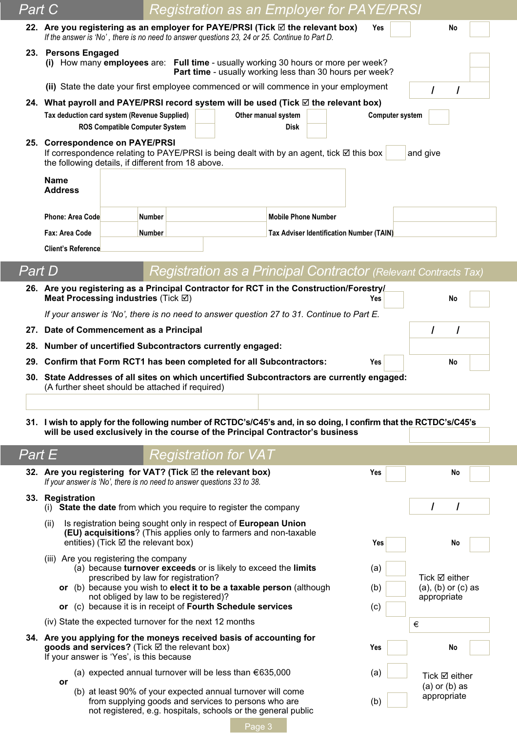## Part C Registration as an Employer for PAYE/PRSI

**22. Are you registering as an employer for PAYE/PRSI (Tick ☑ the relevant box)** Yes ☐ No ☐

*If the answer is 'No', there is no need to answer questions 23, 24 or 25. Continue to Part D.*

**23. Persons Engaged**

(i) How many **employees** are: **Full time** - usually working 30 hours or more per week? ☐
**Part time** - usually working less than 30 hours per week? ☐

(ii) State the date your first employee commenced or will commence in your employment  / /

**24. What payroll and PAYE/PRSI record system will be used (Tick ☑ the relevant box)**

Tax deduction card system (Revenue Supplied) ☐ Other manual system ☐ Computer system ☐
ROS Compatible Computer System ☐ Disk ☐

**25. Correspondence on PAYE/PRSI**

If correspondence relating to PAYE/PRSI is being dealt with by an agent, tick ☑ this box ☐ and give the following details, if different from 18 above.

**Name**
**Address**

Phone: Area Code ______ Number ______ Mobile Phone Number ______

Fax: Area Code ______ Number ______ Tax Adviser Identification Number (TAIN) ______

Client's Reference ______

## Part D Registration as a Principal Contractor (Relevant Contracts Tax)

**26. Are you registering as a Principal Contractor for RCT in the Construction/Forestry/ Meat Processing industries** (Tick ☑) Yes ☐ No ☐

*If your answer is 'No', there is no need to answer question 27 to 31. Continue to Part E.*

**27. Date of Commencement as a Principal**  / /

**28. Number of uncertified Subcontractors currently engaged:** ______

**29. Confirm that Form RCT1 has been completed for all Subcontractors:** Yes ☐ No ☐

**30. State Addresses of all sites on which uncertified Subcontractors are currently engaged:**
(A further sheet should be attached if required)

**31. I wish to apply for the following number of RCTDC's/C45's and, in so doing, I confirm that the RCTDC's/C45's will be used exclusively in the course of the Principal Contractor's business** ______

## Part E Registration for VAT

**32. Are you registering for VAT? (Tick ☑ the relevant box)** Yes ☐ No ☐

*If your answer is 'No', there is no need to answer questions 33 to 38.*

**33. Registration**

(i) **State the date** from which you require to register the company  / /

(ii) Is registration being sought only in respect of **European Union (EU) acquisitions**? (This applies only to farmers and non-taxable entities) (Tick ☑ the relevant box) Yes ☐ No ☐

(iii) Are you registering the company

(a) because **turnover exceeds** or is likely to exceed the **limits** prescribed by law for registration? (a) ☐

**or** (b) because you wish to **elect it to be a taxable person** (although not obliged by law to be registered)? (b) ☐

**or** (c) because it is in receipt of **Fourth Schedule services** (c) ☐

Tick ☑ either (a), (b) or (c) as appropriate

(iv) State the expected turnover for the next 12 months €

**34. Are you applying for the moneys received basis of accounting for goods and services?** (Tick ☑ the relevant box) Yes ☐ No ☐

If your answer is 'Yes', is this because

(a) expected annual turnover will be less than €635,000 (a) ☐

**or**

(b) at least 90% of your expected annual turnover will come from supplying goods and services to persons who are not registered, e.g. hospitals, schools or the general public (b) ☐

Tick ☑ either (a) or (b) as appropriate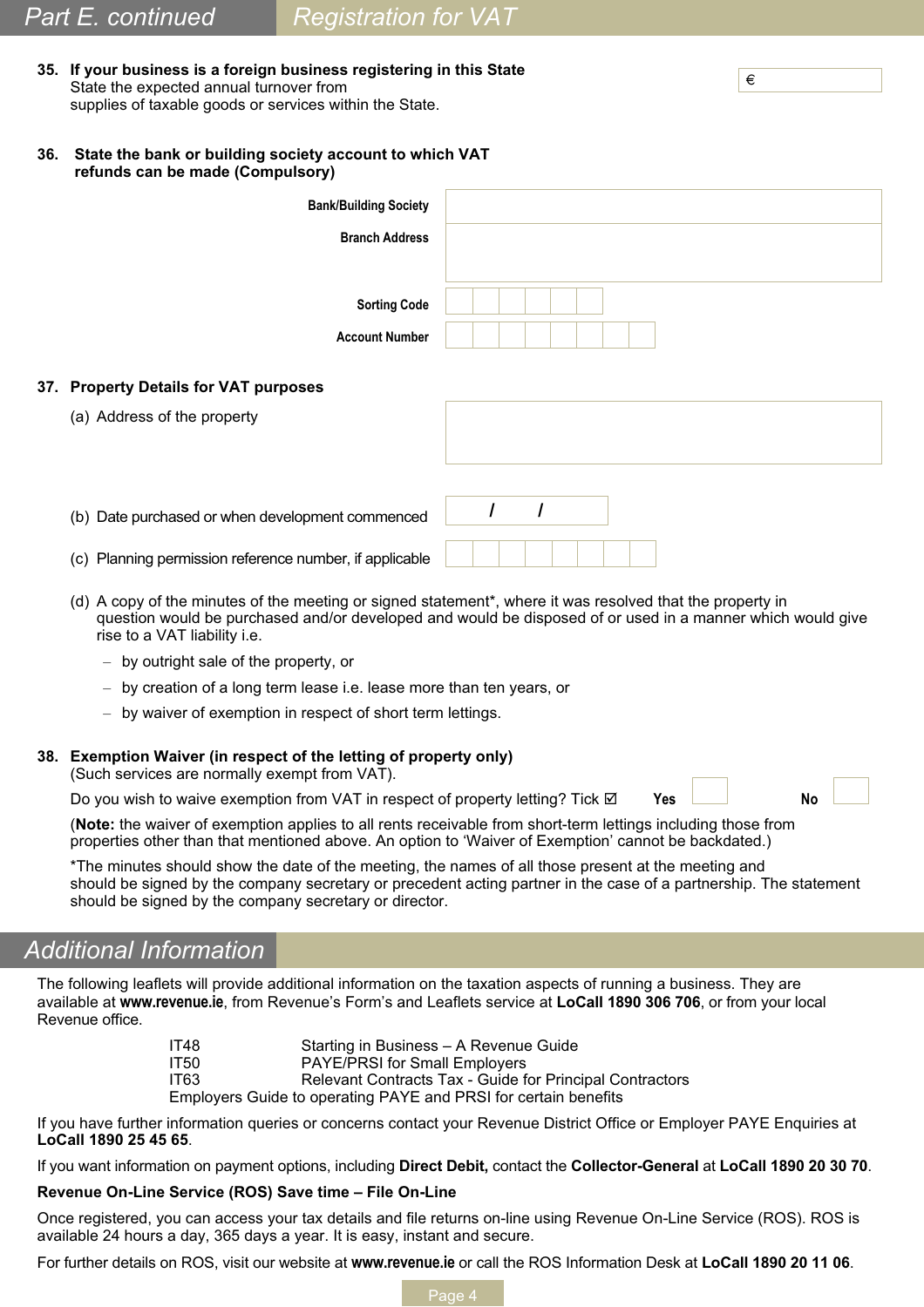## Part E. continued — Registration for VAT

**35. If your business is a foreign business registering in this State**
State the expected annual turnover from supplies of taxable goods or services within the State.

€

**36. State the bank or building society account to which VAT refunds can be made (Compulsory)**

**Bank/Building Society**

**Branch Address**

**Sorting Code**

**Account Number**

**37. Property Details for VAT purposes**

(a) Address of the property

(b) Date purchased or when development commenced  / /

(c) Planning permission reference number, if applicable

(d) A copy of the minutes of the meeting or signed statement*, where it was resolved that the property in question would be purchased and/or developed and would be disposed of or used in a manner which would give rise to a VAT liability i.e.

- by outright sale of the property, or
- by creation of a long term lease i.e. lease more than ten years, or
- by waiver of exemption in respect of short term lettings.

**38. Exemption Waiver (in respect of the letting of property only)**
(Such services are normally exempt from VAT).

Do you wish to waive exemption from VAT in respect of property letting? Tick ☑ **Yes** ☐ **No** ☐

(**Note:** the waiver of exemption applies to all rents receivable from short-term lettings including those from properties other than that mentioned above. An option to 'Waiver of Exemption' cannot be backdated.)

*The minutes should show the date of the meeting, the names of all those present at the meeting and should be signed by the company secretary or precedent acting partner in the case of a partnership. The statement should be signed by the company secretary or director.

## Additional Information

The following leaflets will provide additional information on the taxation aspects of running a business. They are available at **www.revenue.ie**, from Revenue's Form's and Leaflets service at **LoCall 1890 306 706**, or from your local Revenue office.

| | |
|---|---|
| IT48 | Starting in Business – A Revenue Guide |
| IT50 | PAYE/PRSI for Small Employers |
| IT63 | Relevant Contracts Tax - Guide for Principal Contractors |

Employers Guide to operating PAYE and PRSI for certain benefits

If you have further information queries or concerns contact your Revenue District Office or Employer PAYE Enquiries at **LoCall 1890 25 45 65**.

If you want information on payment options, including **Direct Debit,** contact the **Collector-General** at **LoCall 1890 20 30 70**.

**Revenue On-Line Service (ROS) Save time – File On-Line**

Once registered, you can access your tax details and file returns on-line using Revenue On-Line Service (ROS). ROS is available 24 hours a day, 365 days a year. It is easy, instant and secure.

For further details on ROS, visit our website at **www.revenue.ie** or call the ROS Information Desk at **LoCall 1890 20 11 06**.